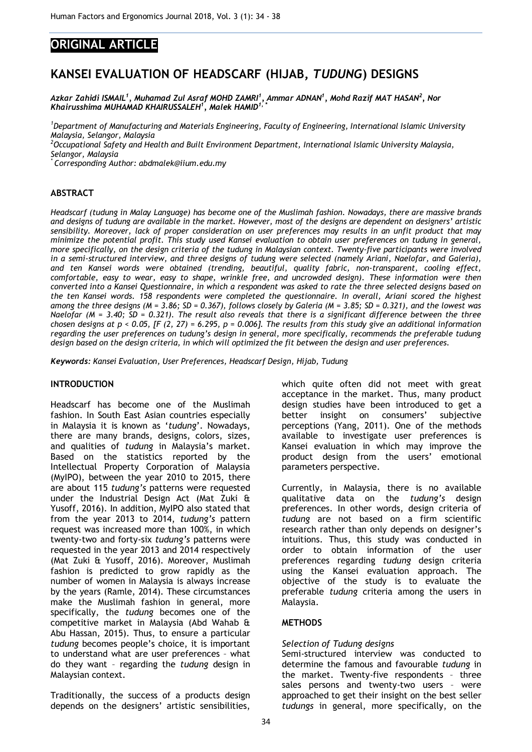## ORIGINAL ARTICLE

# KANSEI EVALUATION OF HEADSCARF (HIJAB, *TUDUNG*) DESIGNS

*Azkar Zahidi ISMAIL[1], Muhamad Zul Asraf MOHD ZAMRI[1], Ammar ADNAN[1], Mohd Razif MAT HASAN[2], Nor Khairusshima MUHAMAD KHAIRUSSALEH[1], Malek HAMID[1,*]*

*[1]Department of Manufacturing and Materials Engineering, Faculty of Engineering, International Islamic University Malaysia, Selangor, Malaysia*

*[2]Occupational Safety and Health and Built Environment Department, International Islamic University Malaysia, Selangor, Malaysia*

*[*] Corresponding Author: abdmalek@iium.edu.my*

### ABSTRACT

*Headscarf (tudung in Malay Language) has become one of the Muslimah fashion. Nowadays, there are massive brands and designs of tudung are available in the market. However, most of the designs are dependent on designers' artistic sensibility. Moreover, lack of proper consideration on user preferences may results in an unfit product that may minimize the potential profit. This study used Kansei evaluation to obtain user preferences on tudung in general, more specifically, on the design criteria of the tudung in Malaysian context. Twenty-five participants were involved in a semi-structured interview, and three designs of tudung were selected (namely Ariani, Naelofar, and Galeria), and ten Kansei words were obtained (trending, beautiful, quality fabric, non-transparent, cooling effect, comfortable, easy to wear, easy to shape, wrinkle free, and uncrowded design). These information were then converted into a Kansei Questionnaire, in which a respondent was asked to rate the three selected designs based on the ten Kansei words. 158 respondents were completed the questionnaire. In overall, Ariani scored the highest among the three designs (M = 3.86; SD = 0.367), follows closely by Galeria (M = 3.85; SD = 0.321), and the lowest was Naelofar (M = 3.40; SD = 0.321). The result also reveals that there is a significant difference between the three chosen designs at $p < 0.05$, [$F (2, 27) = 6.295$, $p = 0.006$]. The results from this study give an additional information regarding the user preferences on tudung's design in general, more specifically, recommends the preferable tudung design based on the design criteria, in which will optimized the fit between the design and user preferences.*

***Keywords:** Kansei Evaluation, User Preferences, Headscarf Design, Hijab, Tudung*

### INTRODUCTION

Headscarf has become one of the Muslimah fashion. In South East Asian countries especially in Malaysia it is known as '*tudung*'. Nowadays, there are many brands, designs, colors, sizes, and qualities of *tudung* in Malaysia's market. Based on the statistics reported by the Intellectual Property Corporation of Malaysia (MyIPO), between the year 2010 to 2015, there are about 115 *tudung's* patterns were requested under the Industrial Design Act (Mat Zuki & Yusoff, 2016). In addition, MyIPO also stated that from the year 2013 to 2014, *tudung's* pattern request was increased more than 100%, in which twenty-two and forty-six *tudung's* patterns were requested in the year 2013 and 2014 respectively (Mat Zuki & Yusoff, 2016). Moreover, Muslimah fashion is predicted to grow rapidly as the number of women in Malaysia is always increase by the years (Ramle, 2014). These circumstances make the Muslimah fashion in general, more specifically, the *tudung* becomes one of the competitive market in Malaysia (Abd Wahab & Abu Hassan, 2015). Thus, to ensure a particular *tudung* becomes people's choice, it is important to understand what are user preferences – what do they want – regarding the *tudung* design in Malaysian context.

Traditionally, the success of a products design depends on the designers' artistic sensibilities, which quite often did not meet with great acceptance in the market. Thus, many product design studies have been introduced to get a better insight on consumers' subjective perceptions (Yang, 2011). One of the methods available to investigate user preferences is Kansei evaluation in which may improve the product design from the users' emotional parameters perspective.

Currently, in Malaysia, there is no available qualitative data on the *tudung's* design preferences. In other words, design criteria of *tudung* are not based on a firm scientific research rather than only depends on designer's intuitions. Thus, this study was conducted in order to obtain information of the user preferences regarding *tudung* design criteria using the Kansei evaluation approach. The objective of the study is to evaluate the preferable *tudung* criteria among the users in Malaysia.

### METHODS

*Selection of Tudung designs*

Semi-structured interview was conducted to determine the famous and favourable *tudung* in the market. Twenty-five respondents – three sales persons and twenty-two users – were approached to get their insight on the best seller *tudungs* in general, more specifically, on the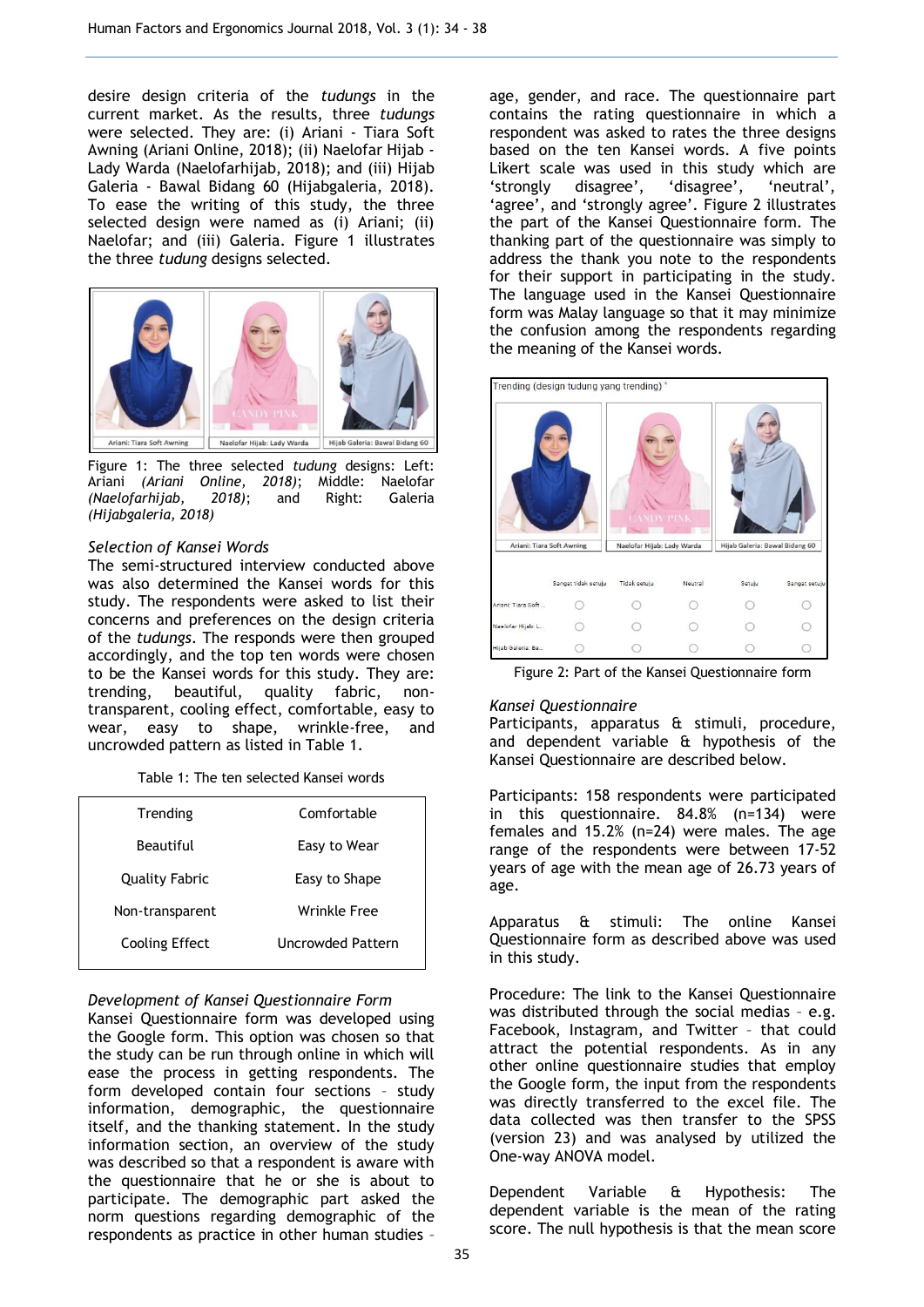desire design criteria of the *tudungs* in the current market. As the results, three *tudungs* were selected. They are: (i) Ariani - Tiara Soft Awning (Ariani Online, 2018); (ii) Naelofar Hijab - Lady Warda (Naelofarhijab, 2018); and (iii) Hijab Galeria - Bawal Bidang 60 (Hijabgaleria, 2018). To ease the writing of this study, the three selected design were named as (i) Ariani; (ii) Naelofar; and (iii) Galeria. Figure 1 illustrates the three *tudung* designs selected.

Figure 1: The three selected *tudung* designs: Left: Ariani *(Ariani Online, 2018)*; Middle: Naelofar *(Naelofarhijab, 2018)*; and Right: Galeria *(Hijabgaleria, 2018)*

### *Selection of Kansei Words*

The semi-structured interview conducted above was also determined the Kansei words for this study. The respondents were asked to list their concerns and preferences on the design criteria of the *tudungs*. The responds were then grouped accordingly, and the top ten words were chosen to be the Kansei words for this study. They are: trending, beautiful, quality fabric, non-transparent, cooling effect, comfortable, easy to wear, easy to shape, wrinkle-free, and uncrowded pattern as listed in Table 1.

Table 1: The ten selected Kansei words

| | |
|---|---|
| Trending | Comfortable |
| Beautiful | Easy to Wear |
| Quality Fabric | Easy to Shape |
| Non-transparent | Wrinkle Free |
| Cooling Effect | Uncrowded Pattern |

### *Development of Kansei Questionnaire Form*

Kansei Questionnaire form was developed using the Google form. This option was chosen so that the study can be run through online in which will ease the process in getting respondents. The form developed contain four sections – study information, demographic, the questionnaire itself, and the thanking statement. In the study information section, an overview of the study was described so that a respondent is aware with the questionnaire that he or she is about to participate. The demographic part asked the norm questions regarding demographic of the respondents as practice in other human studies – age, gender, and race. The questionnaire part contains the rating questionnaire in which a respondent was asked to rates the three designs based on the ten Kansei words. A five points Likert scale was used in this study which are 'strongly disagree', 'disagree', 'neutral', 'agree', and 'strongly agree'. Figure 2 illustrates the part of the Kansei Questionnaire form. The thanking part of the questionnaire was simply to address the thank you note to the respondents for their support in participating in the study. The language used in the Kansei Questionnaire form was Malay language so that it may minimize the confusion among the respondents regarding the meaning of the Kansei words.

Figure 2: Part of the Kansei Questionnaire form

### *Kansei Questionnaire*

Participants, apparatus & stimuli, procedure, and dependent variable & hypothesis of the Kansei Questionnaire are described below.

Participants: 158 respondents were participated in this questionnaire. 84.8% (n=134) were females and 15.2% (n=24) were males. The age range of the respondents were between 17-52 years of age with the mean age of 26.73 years of age.

Apparatus & stimuli: The online Kansei Questionnaire form as described above was used in this study.

Procedure: The link to the Kansei Questionnaire was distributed through the social medias – e.g. Facebook, Instagram, and Twitter – that could attract the potential respondents. As in any other online questionnaire studies that employ the Google form, the input from the respondents was directly transferred to the excel file. The data collected was then transfer to the SPSS (version 23) and was analysed by utilized the One-way ANOVA model.

Dependent Variable & Hypothesis: The dependent variable is the mean of the rating score. The null hypothesis is that the mean score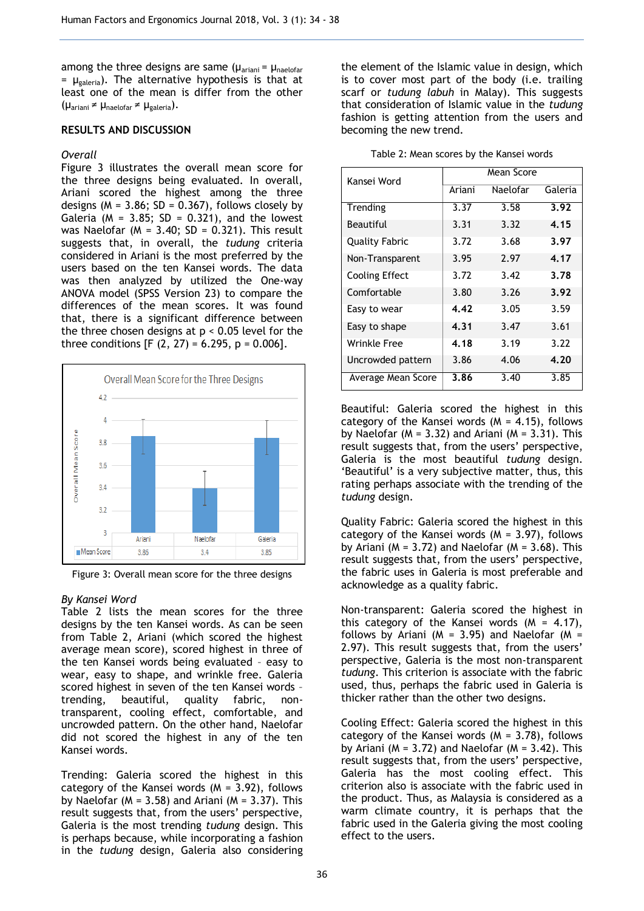among the three designs are same ($\mu_{ariani} = \mu_{naelofar} = \mu_{galeria}$). The alternative hypothesis is that at least one of the mean is differ from the other ($\mu_{ariani} \neq \mu_{naelofar} \neq \mu_{galeria}$).

## RESULTS AND DISCUSSION

### *Overall*

Figure 3 illustrates the overall mean score for the three designs being evaluated. In overall, Ariani scored the highest among the three designs (M = 3.86; SD = 0.367), follows closely by Galeria (M = 3.85; SD = 0.321), and the lowest was Naelofar (M = 3.40; SD = 0.321). This result suggests that, in overall, the *tudung* criteria considered in Ariani is the most preferred by the users based on the ten Kansei words. The data was then analyzed by utilized the One-way ANOVA model (SPSS Version 23) to compare the differences of the mean scores. It was found that, there is a significant difference between the three chosen designs at $p < 0.05$ level for the three conditions [$F(2, 27) = 6.295$, $p = 0.006$].

Figure 3: Overall mean score for the three designs

### *By Kansei Word*

Table 2 lists the mean scores for the three designs by the ten Kansei words. As can be seen from Table 2, Ariani (which scored the highest average mean score), scored highest in three of the ten Kansei words being evaluated – easy to wear, easy to shape, and wrinkle free. Galeria scored highest in seven of the ten Kansei words – trending, beautiful, quality fabric, non-transparent, cooling effect, comfortable, and uncrowded pattern. On the other hand, Naelofar did not scored the highest in any of the ten Kansei words.

Trending: Galeria scored the highest in this category of the Kansei words (M = 3.92), follows by Naelofar (M = 3.58) and Ariani (M = 3.37). This result suggests that, from the users' perspective, Galeria is the most trending *tudung* design. This is perhaps because, while incorporating a fashion in the *tudung* design, Galeria also considering the element of the Islamic value in design, which is to cover most part of the body (i.e. trailing scarf or *tudung labuh* in Malay). This suggests that consideration of Islamic value in the *tudung* fashion is getting attention from the users and becoming the new trend.

Table 2: Mean scores by the Kansei words

| Kansei Word | Mean Score | | |
|---|---|---|---|
| | Ariani | Naelofar | Galeria |
| Trending | 3.37 | 3.58 | **3.92** |
| Beautiful | 3.31 | 3.32 | **4.15** |
| Quality Fabric | 3.72 | 3.68 | **3.97** |
| Non-Transparent | 3.95 | 2.97 | **4.17** |
| Cooling Effect | 3.72 | 3.42 | **3.78** |
| Comfortable | 3.80 | 3.26 | **3.92** |
| Easy to wear | **4.42** | 3.05 | 3.59 |
| Easy to shape | **4.31** | 3.47 | 3.61 |
| Wrinkle Free | **4.18** | 3.19 | 3.22 |
| Uncrowded pattern | 3.86 | 4.06 | **4.20** |
| Average Mean Score | **3.86** | 3.40 | 3.85 |

Beautiful: Galeria scored the highest in this category of the Kansei words (M = 4.15), follows by Naelofar (M = 3.32) and Ariani (M = 3.31). This result suggests that, from the users' perspective, Galeria is the most beautiful *tudung* design. 'Beautiful' is a very subjective matter, thus, this rating perhaps associate with the trending of the *tudung* design.

Quality Fabric: Galeria scored the highest in this category of the Kansei words (M = 3.97), follows by Ariani (M = 3.72) and Naelofar (M = 3.68). This result suggests that, from the users' perspective, the fabric uses in Galeria is most preferable and acknowledge as a quality fabric.

Non-transparent: Galeria scored the highest in this category of the Kansei words (M = 4.17), follows by Ariani (M = 3.95) and Naelofar (M = 2.97). This result suggests that, from the users' perspective, Galeria is the most non-transparent *tudung*. This criterion is associate with the fabric used, thus, perhaps the fabric used in Galeria is thicker rather than the other two designs.

Cooling Effect: Galeria scored the highest in this category of the Kansei words (M = 3.78), follows by Ariani (M = 3.72) and Naelofar (M = 3.42). This result suggests that, from the users' perspective, Galeria has the most cooling effect. This criterion also is associate with the fabric used in the product. Thus, as Malaysia is considered as a warm climate country, it is perhaps that the fabric used in the Galeria giving the most cooling effect to the users.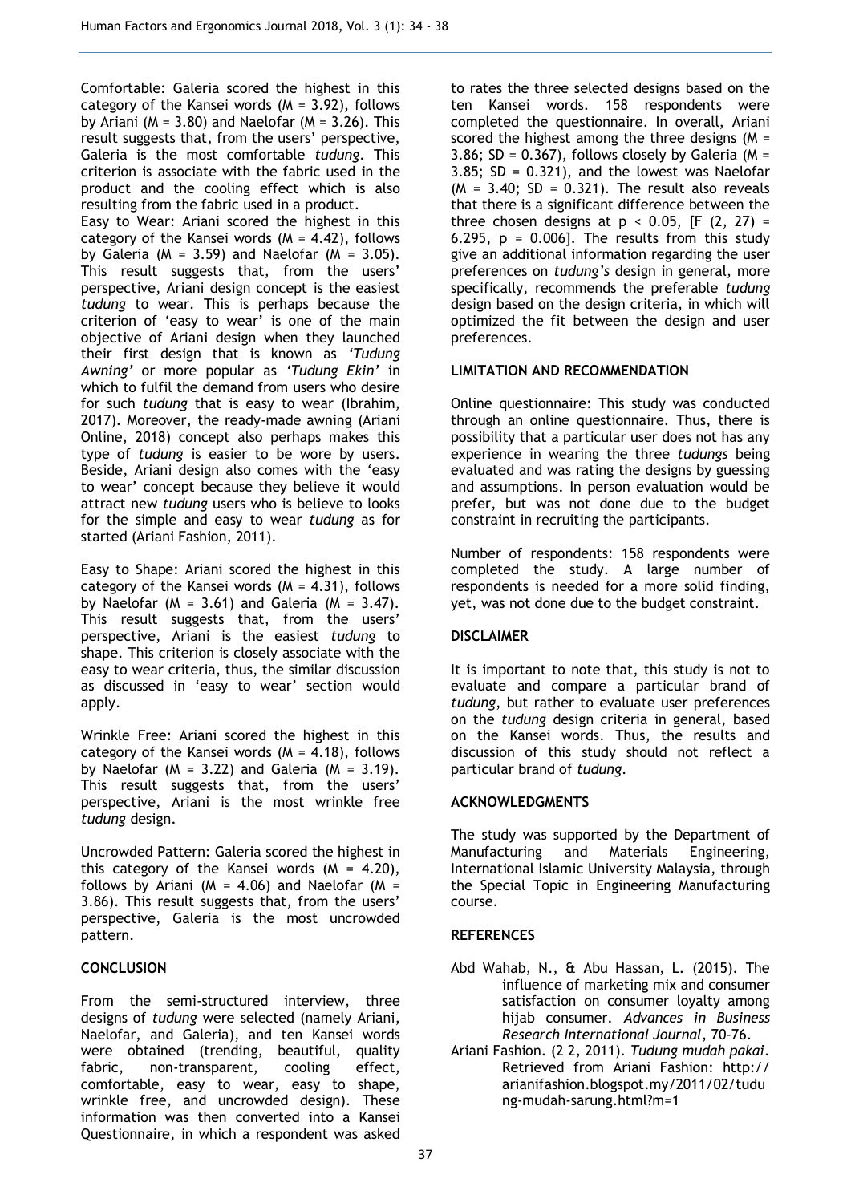Comfortable: Galeria scored the highest in this category of the Kansei words ($M = 3.92$), follows by Ariani ($M = 3.80$) and Naelofar ($M = 3.26$). This result suggests that, from the users' perspective, Galeria is the most comfortable *tudung*. This criterion is associate with the fabric used in the product and the cooling effect which is also resulting from the fabric used in a product.

Easy to Wear: Ariani scored the highest in this category of the Kansei words ($M = 4.42$), follows by Galeria ($M = 3.59$) and Naelofar ($M = 3.05$). This result suggests that, from the users' perspective, Ariani design concept is the easiest *tudung* to wear. This is perhaps because the criterion of 'easy to wear' is one of the main objective of Ariani design when they launched their first design that is known as *'Tudung Awning'* or more popular as *'Tudung Ekin'* in which to fulfil the demand from users who desire for such *tudung* that is easy to wear (Ibrahim, 2017). Moreover, the ready-made awning (Ariani Online, 2018) concept also perhaps makes this type of *tudung* is easier to be wore by users. Beside, Ariani design also comes with the 'easy to wear' concept because they believe it would attract new *tudung* users who is believe to looks for the simple and easy to wear *tudung* as for started (Ariani Fashion, 2011).

Easy to Shape: Ariani scored the highest in this category of the Kansei words ($M = 4.31$), follows by Naelofar ($M = 3.61$) and Galeria ($M = 3.47$). This result suggests that, from the users' perspective, Ariani is the easiest *tudung* to shape. This criterion is closely associate with the easy to wear criteria, thus, the similar discussion as discussed in 'easy to wear' section would apply.

Wrinkle Free: Ariani scored the highest in this category of the Kansei words ($M = 4.18$), follows by Naelofar ($M = 3.22$) and Galeria ($M = 3.19$). This result suggests that, from the users' perspective, Ariani is the most wrinkle free *tudung* design.

Uncrowded Pattern: Galeria scored the highest in this category of the Kansei words ($M = 4.20$), follows by Ariani ($M = 4.06$) and Naelofar ($M = 3.86$). This result suggests that, from the users' perspective, Galeria is the most uncrowded pattern.

## CONCLUSION

From the semi-structured interview, three designs of *tudung* were selected (namely Ariani, Naelofar, and Galeria), and ten Kansei words were obtained (trending, beautiful, quality fabric, non-transparent, cooling effect, comfortable, easy to wear, easy to shape, wrinkle free, and uncrowded design). These information was then converted into a Kansei Questionnaire, in which a respondent was asked to rates the three selected designs based on the ten Kansei words. 158 respondents were completed the questionnaire. In overall, Ariani scored the highest among the three designs ($M = 3.86$; $SD = 0.367$), follows closely by Galeria ($M = 3.85$; $SD = 0.321$), and the lowest was Naelofar ($M = 3.40$; $SD = 0.321$). The result also reveals that there is a significant difference between the three chosen designs at $p < 0.05$, [$F(2, 27) = 6.295$, $p = 0.006$]. The results from this study give an additional information regarding the user preferences on *tudung's* design in general, more specifically, recommends the preferable *tudung* design based on the design criteria, in which will optimized the fit between the design and user preferences.

## LIMITATION AND RECOMMENDATION

Online questionnaire: This study was conducted through an online questionnaire. Thus, there is possibility that a particular user does not has any experience in wearing the three *tudungs* being evaluated and was rating the designs by guessing and assumptions. In person evaluation would be prefer, but was not done due to the budget constraint in recruiting the participants.

Number of respondents: 158 respondents were completed the study. A large number of respondents is needed for a more solid finding, yet, was not done due to the budget constraint.

## DISCLAIMER

It is important to note that, this study is not to evaluate and compare a particular brand of *tudung*, but rather to evaluate user preferences on the *tudung* design criteria in general, based on the Kansei words. Thus, the results and discussion of this study should not reflect a particular brand of *tudung*.

## ACKNOWLEDGMENTS

The study was supported by the Department of Manufacturing and Materials Engineering, International Islamic University Malaysia, through the Special Topic in Engineering Manufacturing course.

## REFERENCES

Abd Wahab, N., & Abu Hassan, L. (2015). The influence of marketing mix and consumer satisfaction on consumer loyalty among hijab consumer. *Advances in Business Research International Journal*, 70-76.

Ariani Fashion. (2 2, 2011). *Tudung mudah pakai*. Retrieved from Ariani Fashion: http://arianifashion.blogspot.my/2011/02/tudung-mudah-sarung.html?m=1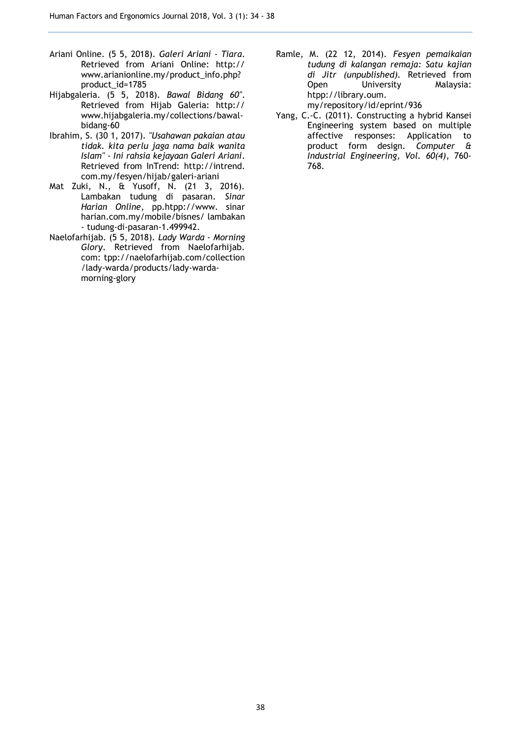Ariani Online. (5 5, 2018). *Galeri Ariani - Tiara*. Retrieved from Ariani Online: http://www.arianionline.my/product_info.php?product_id=1785

Hijabgaleria. (5 5, 2018). *Bawal Bidang 60"*. Retrieved from Hijab Galeria: http://www.hijabgaleria.my/collections/bawal-bidang-60

Ibrahim, S. (30 1, 2017). *"Usahawan pakaian atau tidak. kita perlu jaga nama baik wanita Islam" - Ini rahsia kejayaan Galeri Ariani*. Retrieved from InTrend: http://intrend.com.my/fesyen/hijab/galeri-ariani

Mat Zuki, N., & Yusoff, N. (21 3, 2016). Lambakan tudung di pasaran. *Sinar Harian Online*, pp.htpp://www. sinar harian.com.my/mobile/bisnes/ lambakan - tudung-di-pasaran-1.499942.

Naelofarhijab. (5 5, 2018). *Lady Warda - Morning Glory*. Retrieved from Naelofarhijab.com: tpp://naelofarhijab.com/collection /lady-warda/products/lady-warda-morning-glory

Ramle, M. (22 12, 2014). *Fesyen pemaikaian tudung di kalangan remaja: Satu kajian di Jitr (unpublished)*. Retrieved from Open University Malaysia: htpp://library.oum.my/repository/id/eprint/936

Yang, C.-C. (2011). Constructing a hybrid Kansei Engineering system based on multiple affective responses: Application to product form design. *Computer & Industrial Engineering, Vol. 60(4)*, 760-768.